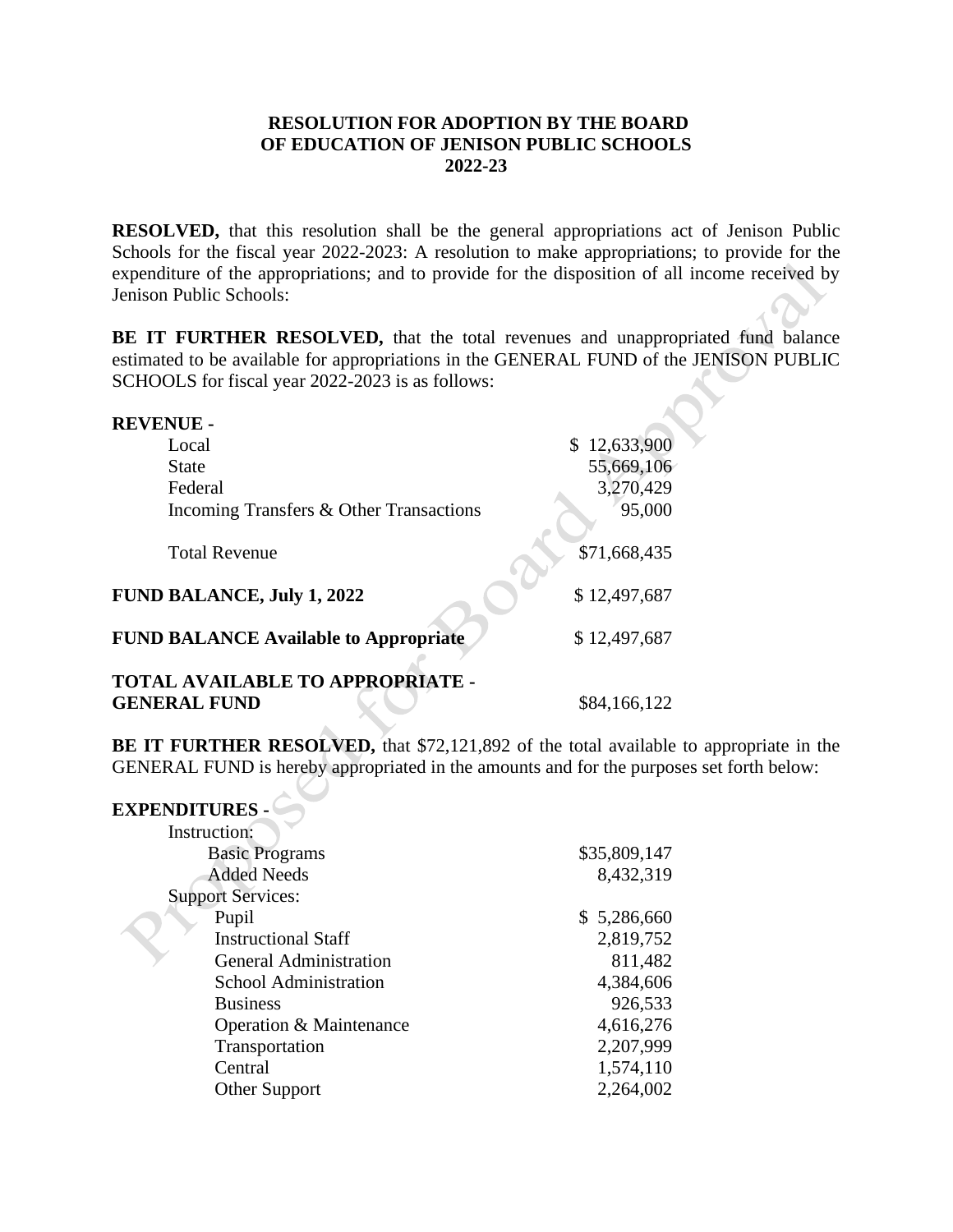**RESOLUTION FOR ADOPTION BY THE BOARD OF EDUCATION OF JENISON PUBLIC SCHOOLS 2022-23**

**RESOLVED,** that this resolution shall be the general appropriations act of Jenison Public Schools for the fiscal year 2022-2023: A resolution to make appropriations; to provide for the expenditure of the appropriations; and to provide for the disposition of all income received by Jenison Public Schools:

**BE IT FURTHER RESOLVED,** that the total revenues and unappropriated fund balance estimated to be available for appropriations in the GENERAL FUND of the JENISON PUBLIC SCHOOLS for fiscal year 2022-2023 is as follows:

| | |
|---|---|
| **REVENUE -** | |
| Local | $ 12,633,900 |
| State | 55,669,106 |
| Federal | 3,270,429 |
| Incoming Transfers & Other Transactions | 95,000 |
| Total Revenue | $71,668,435 |
| **FUND BALANCE, July 1, 2022** | $ 12,497,687 |
| **FUND BALANCE Available to Appropriate** | $ 12,497,687 |
| **TOTAL AVAILABLE TO APPROPRIATE - GENERAL FUND** | $84,166,122 |

**BE IT FURTHER RESOLVED,** that $72,121,892 of the total available to appropriate in the GENERAL FUND is hereby appropriated in the amounts and for the purposes set forth below:

| | |
|---|---|
| **EXPENDITURES -** | |
| Instruction: | |
| Basic Programs | $35,809,147 |
| Added Needs | 8,432,319 |
| Support Services: | |
| Pupil | $ 5,286,660 |
| Instructional Staff | 2,819,752 |
| General Administration | 811,482 |
| School Administration | 4,384,606 |
| Business | 926,533 |
| Operation & Maintenance | 4,616,276 |
| Transportation | 2,207,999 |
| Central | 1,574,110 |
| Other Support | 2,264,002 |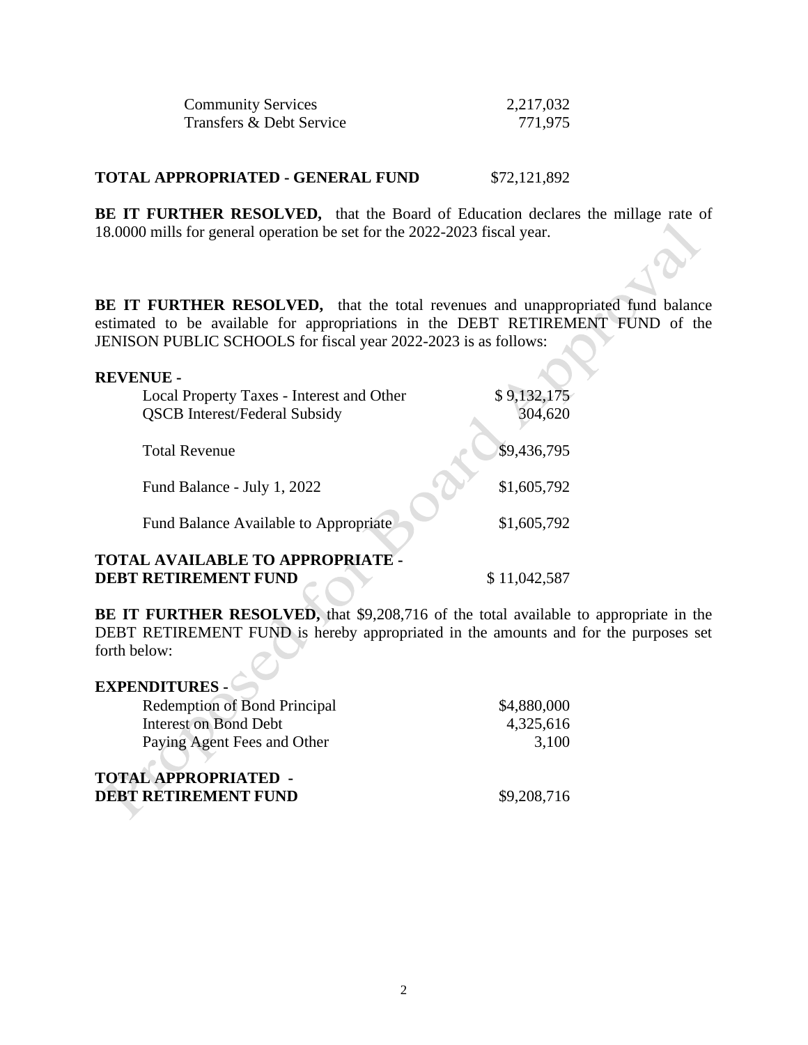| | |
|---|---|
| Community Services | 2,217,032 |
| Transfers & Debt Service | 771,975 |

**TOTAL APPROPRIATED - GENERAL FUND** $72,121,892

**BE IT FURTHER RESOLVED,** that the Board of Education declares the millage rate of 18.0000 mills for general operation be set for the 2022-2023 fiscal year.

**BE IT FURTHER RESOLVED,** that the total revenues and unappropriated fund balance estimated to be available for appropriations in the DEBT RETIREMENT FUND of the JENISON PUBLIC SCHOOLS for fiscal year 2022-2023 is as follows:

**REVENUE -**

| | |
|---|---|
| Local Property Taxes - Interest and Other | $ 9,132,175 |
| QSCB Interest/Federal Subsidy | 304,620 |
| Total Revenue | $9,436,795 |
| Fund Balance - July 1, 2022 | $1,605,792 |
| Fund Balance Available to Appropriate | $1,605,792 |

**TOTAL AVAILABLE TO APPROPRIATE - DEBT RETIREMENT FUND** $ 11,042,587

**BE IT FURTHER RESOLVED,** that $9,208,716 of the total available to appropriate in the DEBT RETIREMENT FUND is hereby appropriated in the amounts and for the purposes set forth below:

**EXPENDITURES -**

| | |
|---|---|
| Redemption of Bond Principal | $4,880,000 |
| Interest on Bond Debt | 4,325,616 |
| Paying Agent Fees and Other | 3,100 |

**TOTAL APPROPRIATED - DEBT RETIREMENT FUND** $9,208,716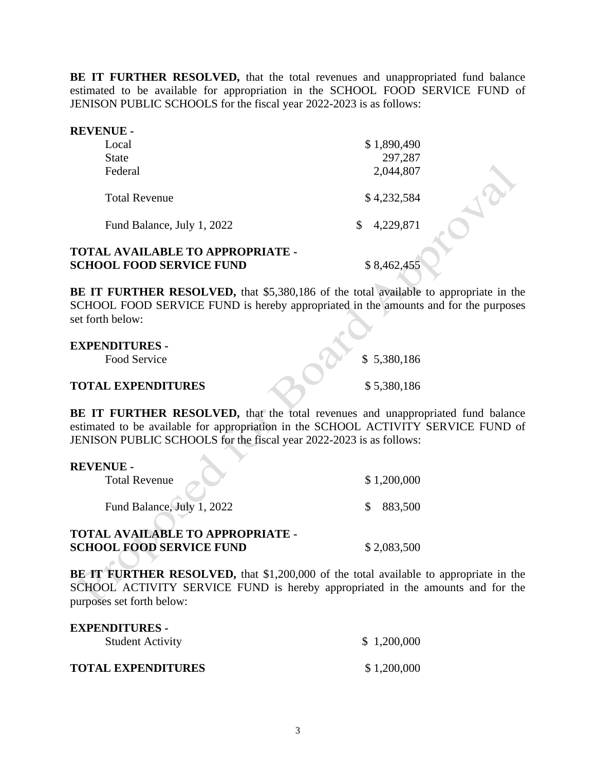**BE IT FURTHER RESOLVED,** that the total revenues and unappropriated fund balance estimated to be available for appropriation in the SCHOOL FOOD SERVICE FUND of JENISON PUBLIC SCHOOLS for the fiscal year 2022-2023 is as follows:

| | |
|---|---|
| **REVENUE -** | |
| Local | $ 1,890,490 |
| State | 297,287 |
| Federal | 2,044,807 |
| Total Revenue | $ 4,232,584 |
| Fund Balance, July 1, 2022 | $ 4,229,871 |
| **TOTAL AVAILABLE TO APPROPRIATE - SCHOOL FOOD SERVICE FUND** | $ 8,462,455 |

**BE IT FURTHER RESOLVED,** that $5,380,186 of the total available to appropriate in the SCHOOL FOOD SERVICE FUND is hereby appropriated in the amounts and for the purposes set forth below:

| | |
|---|---|
| **EXPENDITURES -** | |
| Food Service | $ 5,380,186 |
| **TOTAL EXPENDITURES** | $ 5,380,186 |

**BE IT FURTHER RESOLVED,** that the total revenues and unappropriated fund balance estimated to be available for appropriation in the SCHOOL ACTIVITY SERVICE FUND of JENISON PUBLIC SCHOOLS for the fiscal year 2022-2023 is as follows:

| | |
|---|---|
| **REVENUE -** | |
| Total Revenue | $ 1,200,000 |
| Fund Balance, July 1, 2022 | $ 883,500 |
| **TOTAL AVAILABLE TO APPROPRIATE - SCHOOL FOOD SERVICE FUND** | $ 2,083,500 |

**BE IT FURTHER RESOLVED,** that $1,200,000 of the total available to appropriate in the SCHOOL ACTIVITY SERVICE FUND is hereby appropriated in the amounts and for the purposes set forth below:

| | |
|---|---|
| **EXPENDITURES -** | |
| Student Activity | $ 1,200,000 |
| **TOTAL EXPENDITURES** | $ 1,200,000 |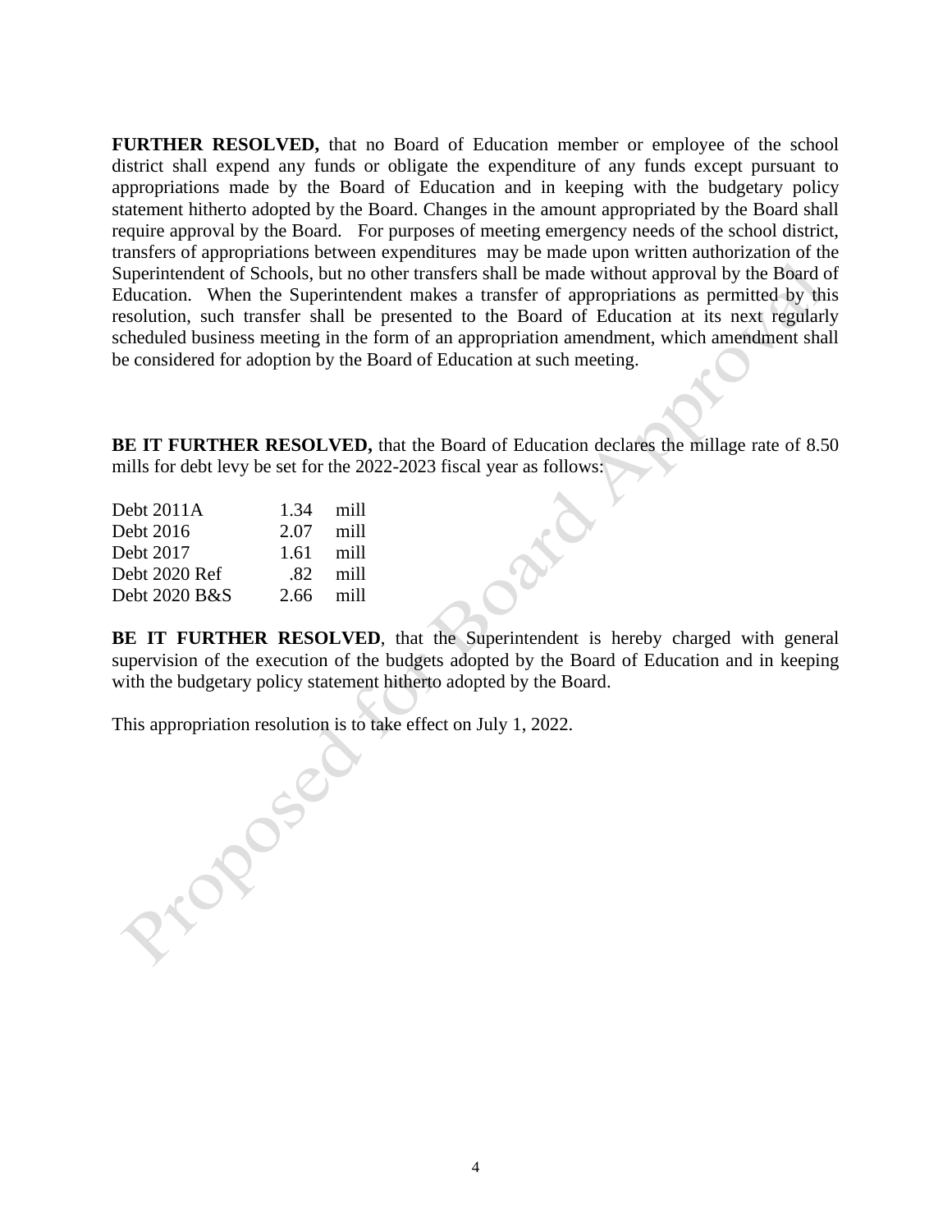**FURTHER RESOLVED,** that no Board of Education member or employee of the school district shall expend any funds or obligate the expenditure of any funds except pursuant to appropriations made by the Board of Education and in keeping with the budgetary policy statement hitherto adopted by the Board. Changes in the amount appropriated by the Board shall require approval by the Board. For purposes of meeting emergency needs of the school district, transfers of appropriations between expenditures may be made upon written authorization of the Superintendent of Schools, but no other transfers shall be made without approval by the Board of Education. When the Superintendent makes a transfer of appropriations as permitted by this resolution, such transfer shall be presented to the Board of Education at its next regularly scheduled business meeting in the form of an appropriation amendment, which amendment shall be considered for adoption by the Board of Education at such meeting.

**BE IT FURTHER RESOLVED,** that the Board of Education declares the millage rate of 8.50 mills for debt levy be set for the 2022-2023 fiscal year as follows:

| | | |
|---|---|---|
| Debt 2011A | 1.34 | mill |
| Debt 2016 | 2.07 | mill |
| Debt 2017 | 1.61 | mill |
| Debt 2020 Ref | .82 | mill |
| Debt 2020 B&S | 2.66 | mill |

**BE IT FURTHER RESOLVED**, that the Superintendent is hereby charged with general supervision of the execution of the budgets adopted by the Board of Education and in keeping with the budgetary policy statement hitherto adopted by the Board.

This appropriation resolution is to take effect on July 1, 2022.